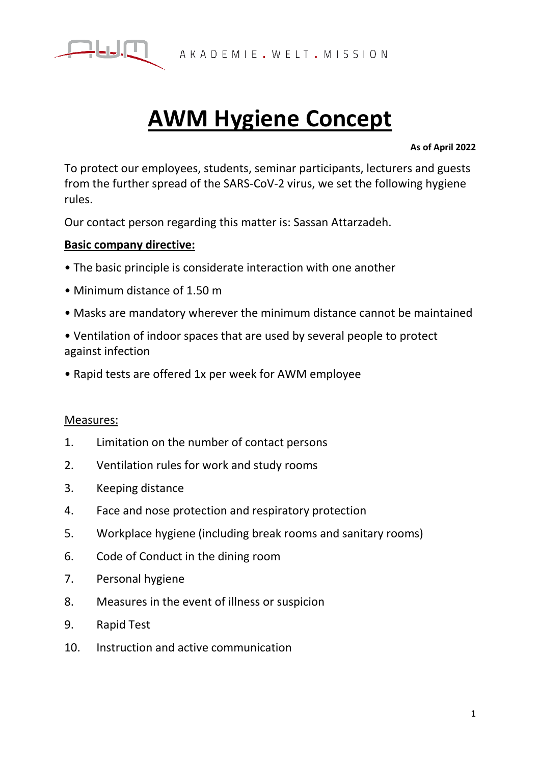AKADEMIE . WELT . MISSION

# AWM Hygiene Concept

**As of April 2022**

To protect our employees, students, seminar participants, lecturers and guests from the further spread of the SARS-CoV-2 virus, we set the following hygiene rules.

Our contact person regarding this matter is: Sassan Attarzadeh.

## Basic company directive:

- The basic principle is considerate interaction with one another
- Minimum distance of 1.50 m
- Masks are mandatory wherever the minimum distance cannot be maintained
- Ventilation of indoor spaces that are used by several people to protect against infection
- Rapid tests are offered 1x per week for AWM employee

Measures:

1. Limitation on the number of contact persons
2. Ventilation rules for work and study rooms
3. Keeping distance
4. Face and nose protection and respiratory protection
5. Workplace hygiene (including break rooms and sanitary rooms)
6. Code of Conduct in the dining room
7. Personal hygiene
8. Measures in the event of illness or suspicion
9. Rapid Test
10. Instruction and active communication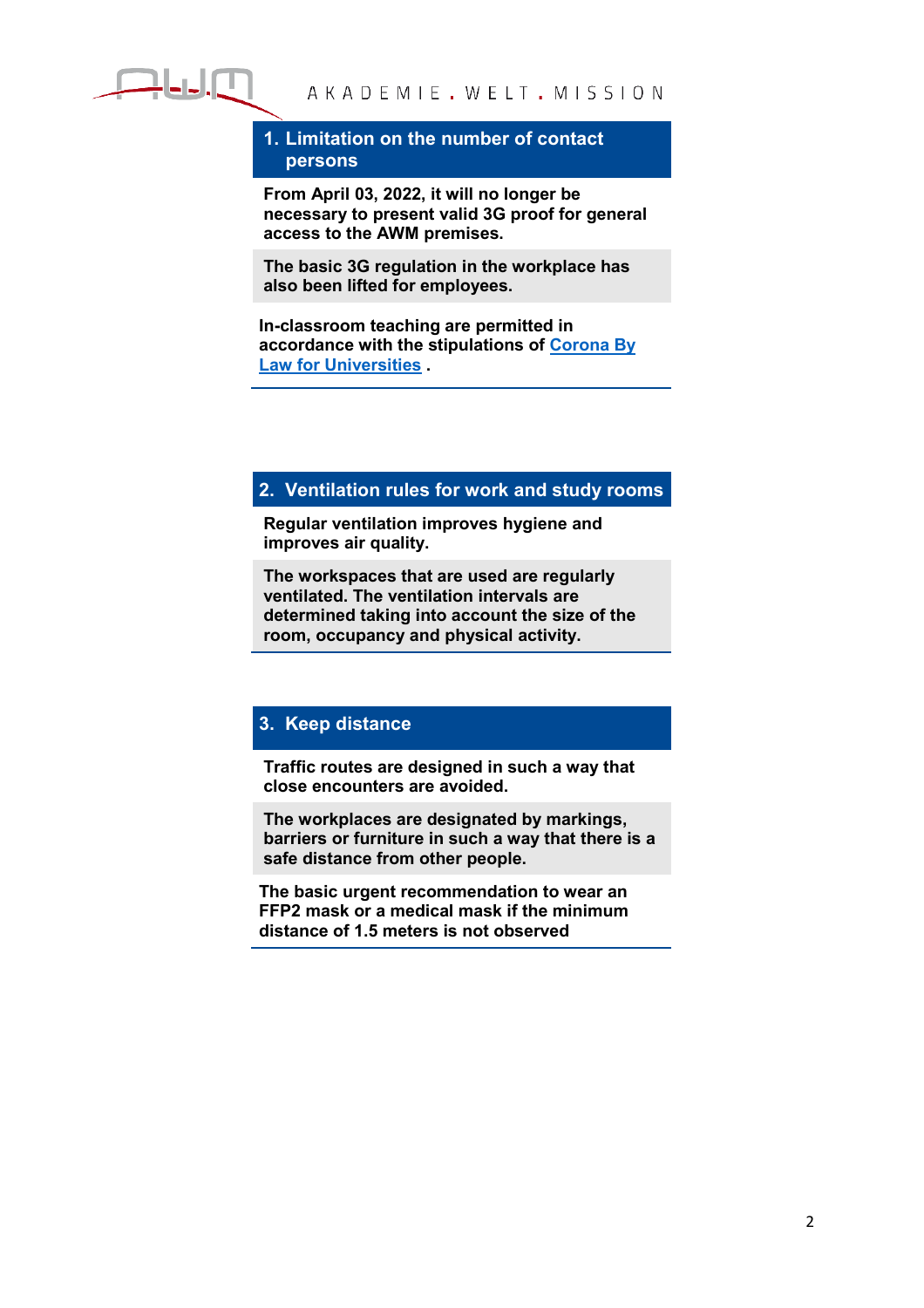## 1. Limitation on the number of contact persons

From April 03, 2022, it will no longer be necessary to present valid 3G proof for general access to the AWM premises.

The basic 3G regulation in the workplace has also been lifted for employees.

In-classroom teaching are permitted in accordance with the stipulations of Corona By Law for Universities .

## 2. Ventilation rules for work and study rooms

Regular ventilation improves hygiene and improves air quality.

The workspaces that are used are regularly ventilated. The ventilation intervals are determined taking into account the size of the room, occupancy and physical activity.

## 3. Keep distance

Traffic routes are designed in such a way that close encounters are avoided.

The workplaces are designated by markings, barriers or furniture in such a way that there is a safe distance from other people.

The basic urgent recommendation to wear an FFP2 mask or a medical mask if the minimum distance of 1.5 meters is not observed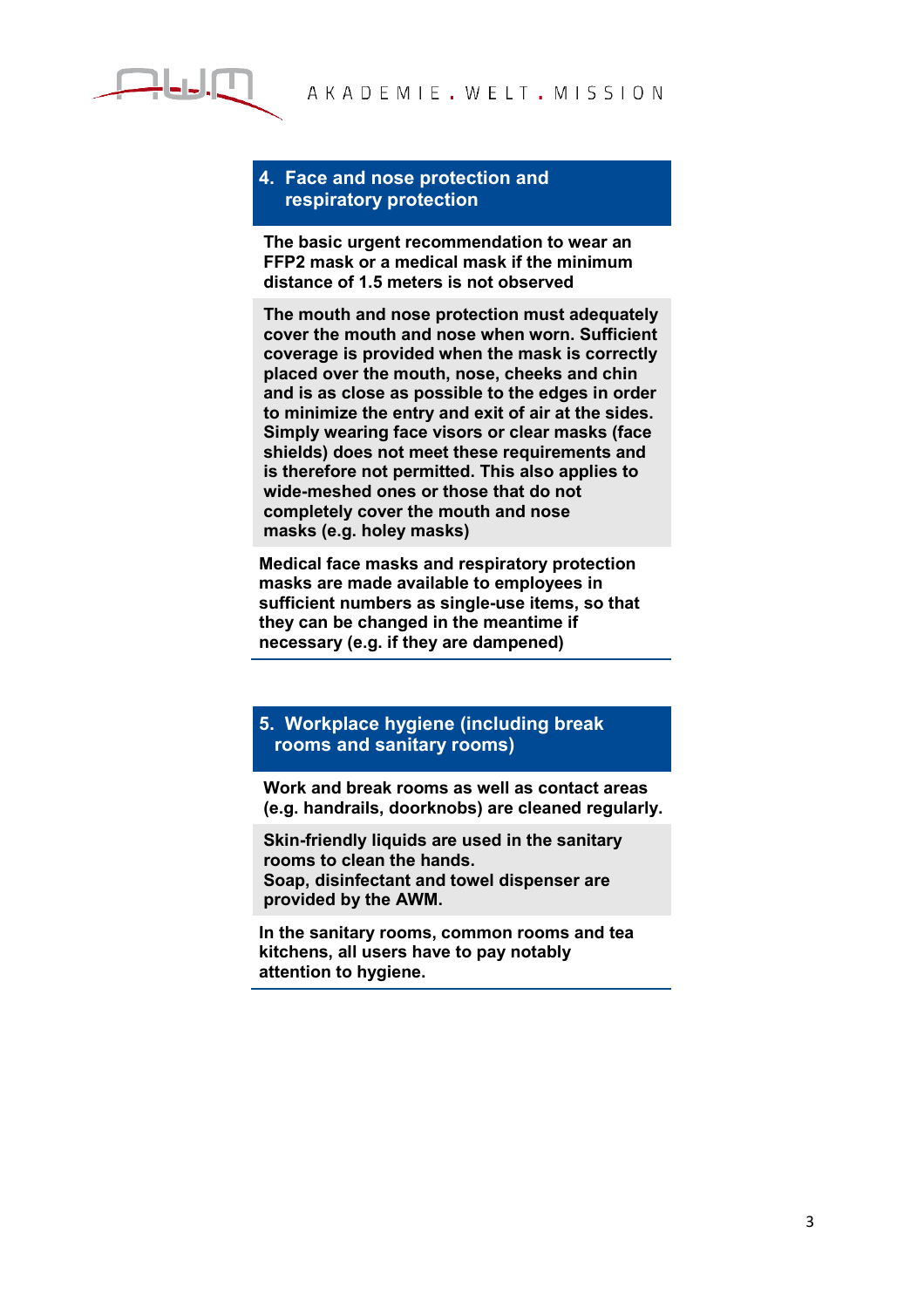## 4. Face and nose protection and respiratory protection

**The basic urgent recommendation to wear an FFP2 mask or a medical mask if the minimum distance of 1.5 meters is not observed**

**The mouth and nose protection must adequately cover the mouth and nose when worn. Sufficient coverage is provided when the mask is correctly placed over the mouth, nose, cheeks and chin and is as close as possible to the edges in order to minimize the entry and exit of air at the sides. Simply wearing face visors or clear masks (face shields) does not meet these requirements and is therefore not permitted. This also applies to wide-meshed ones or those that do not completely cover the mouth and nose masks (e.g. holey masks)**

**Medical face masks and respiratory protection masks are made available to employees in sufficient numbers as single-use items, so that they can be changed in the meantime if necessary (e.g. if they are dampened)**

## 5. Workplace hygiene (including break rooms and sanitary rooms)

**Work and break rooms as well as contact areas (e.g. handrails, doorknobs) are cleaned regularly.**

**Skin-friendly liquids are used in the sanitary rooms to clean the hands.**
**Soap, disinfectant and towel dispenser are provided by the AWM.**

**In the sanitary rooms, common rooms and tea kitchens, all users have to pay notably attention to hygiene.**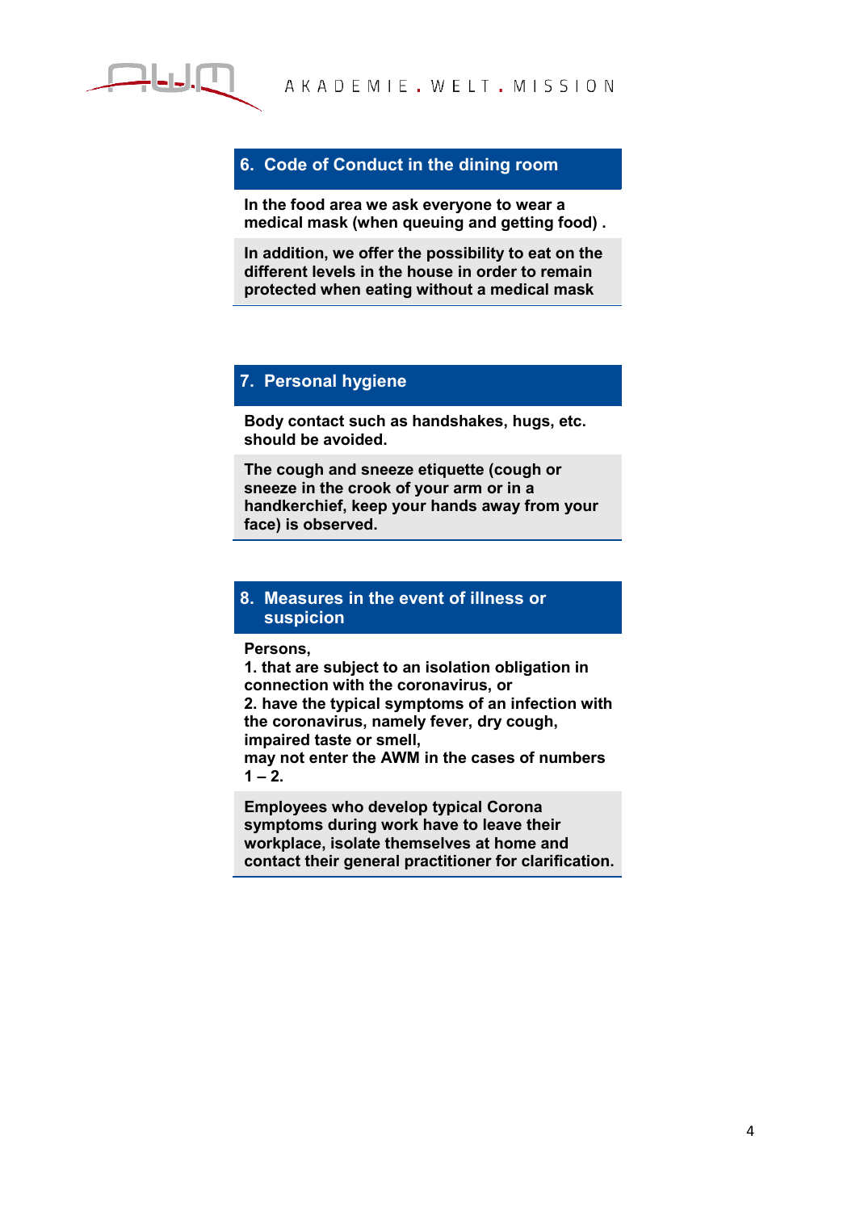## 6. Code of Conduct in the dining room

**In the food area we ask everyone to wear a medical mask (when queuing and getting food) .**

**In addition, we offer the possibility to eat on the different levels in the house in order to remain protected when eating without a medical mask**

## 7. Personal hygiene

**Body contact such as handshakes, hugs, etc. should be avoided.**

**The cough and sneeze etiquette (cough or sneeze in the crook of your arm or in a handkerchief, keep your hands away from your face) is observed.**

## 8. Measures in the event of illness or suspicion

**Persons,**
**1. that are subject to an isolation obligation in connection with the coronavirus, or**
**2. have the typical symptoms of an infection with the coronavirus, namely fever, dry cough, impaired taste or smell,**
**may not enter the AWM in the cases of numbers 1 – 2.**

**Employees who develop typical Corona symptoms during work have to leave their workplace, isolate themselves at home and contact their general practitioner for clarification.**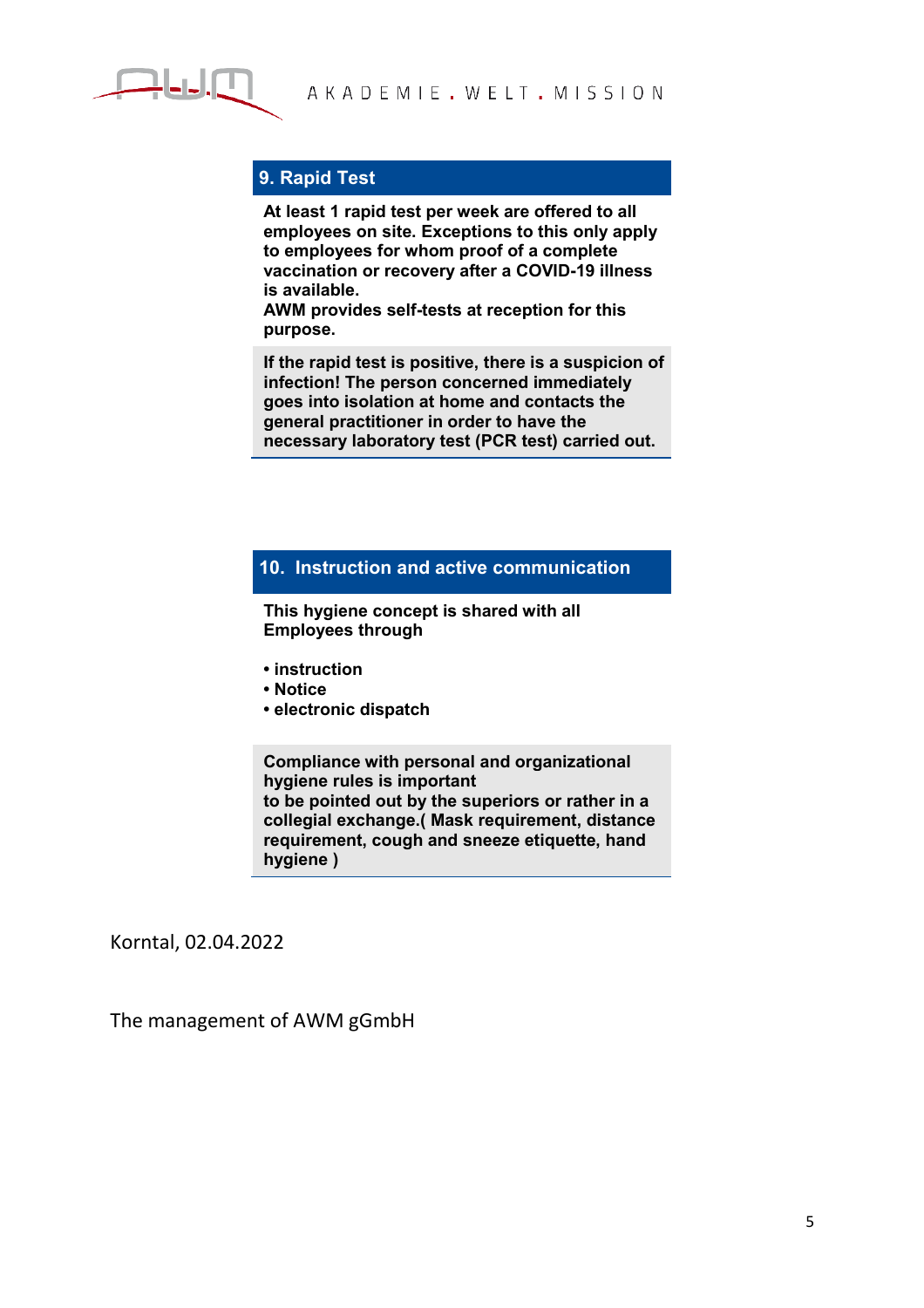## 9. Rapid Test

**At least 1 rapid test per week are offered to all employees on site. Exceptions to this only apply to employees for whom proof of a complete vaccination or recovery after a COVID-19 illness is available.**
**AWM provides self-tests at reception for this purpose.**

**If the rapid test is positive, there is a suspicion of infection! The person concerned immediately goes into isolation at home and contacts the general practitioner in order to have the necessary laboratory test (PCR test) carried out.**

## 10. Instruction and active communication

**This hygiene concept is shared with all Employees through**

- **instruction**
- **Notice**
- **electronic dispatch**

**Compliance with personal and organizational hygiene rules is important to be pointed out by the superiors or rather in a collegial exchange.( Mask requirement, distance requirement, cough and sneeze etiquette, hand hygiene )**

Korntal, 02.04.2022

The management of AWM gGmbH